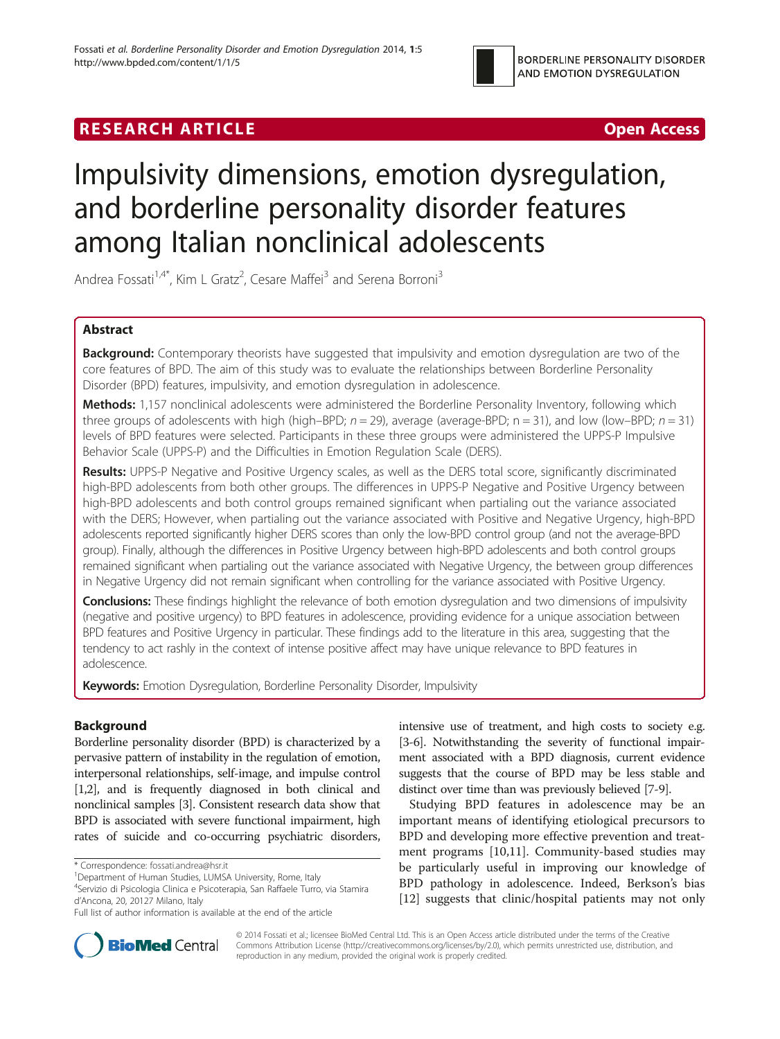**RESEARCH ARTICLE** **Open Access**

# Impulsivity dimensions, emotion dysregulation, and borderline personality disorder features among Italian nonclinical adolescents

Andrea Fossati[1,4*], Kim L Gratz[2], Cesare Maffei[3] and Serena Borroni[3]

## Abstract

**Background:** Contemporary theorists have suggested that impulsivity and emotion dysregulation are two of the core features of BPD. The aim of this study was to evaluate the relationships between Borderline Personality Disorder (BPD) features, impulsivity, and emotion dysregulation in adolescence.

**Methods:** 1,157 nonclinical adolescents were administered the Borderline Personality Inventory, following which three groups of adolescents with high (high–BPD; *n* = 29), average (average-BPD; n = 31), and low (low–BPD; *n* = 31) levels of BPD features were selected. Participants in these three groups were administered the UPPS-P Impulsive Behavior Scale (UPPS-P) and the Difficulties in Emotion Regulation Scale (DERS).

**Results:** UPPS-P Negative and Positive Urgency scales, as well as the DERS total score, significantly discriminated high-BPD adolescents from both other groups. The differences in UPPS-P Negative and Positive Urgency between high-BPD adolescents and both control groups remained significant when partialing out the variance associated with the DERS; However, when partialing out the variance associated with Positive and Negative Urgency, high-BPD adolescents reported significantly higher DERS scores than only the low-BPD control group (and not the average-BPD group). Finally, although the differences in Positive Urgency between high-BPD adolescents and both control groups remained significant when partialing out the variance associated with Negative Urgency, the between group differences in Negative Urgency did not remain significant when controlling for the variance associated with Positive Urgency.

**Conclusions:** These findings highlight the relevance of both emotion dysregulation and two dimensions of impulsivity (negative and positive urgency) to BPD features in adolescence, providing evidence for a unique association between BPD features and Positive Urgency in particular. These findings add to the literature in this area, suggesting that the tendency to act rashly in the context of intense positive affect may have unique relevance to BPD features in adolescence.

**Keywords:** Emotion Dysregulation, Borderline Personality Disorder, Impulsivity

## Background

Borderline personality disorder (BPD) is characterized by a pervasive pattern of instability in the regulation of emotion, interpersonal relationships, self-image, and impulse control [1,2], and is frequently diagnosed in both clinical and nonclinical samples [3]. Consistent research data show that BPD is associated with severe functional impairment, high rates of suicide and co-occurring psychiatric disorders, intensive use of treatment, and high costs to society e.g. [3-6]. Notwithstanding the severity of functional impairment associated with a BPD diagnosis, current evidence suggests that the course of BPD may be less stable and distinct over time than was previously believed [7-9].

Studying BPD features in adolescence may be an important means of identifying etiological precursors to BPD and developing more effective prevention and treatment programs [10,11]. Community-based studies may be particularly useful in improving our knowledge of BPD pathology in adolescence. Indeed, Berkson's bias [12] suggests that clinic/hospital patients may not only

\* Correspondence: fossati.andrea@hsr.it
[1]Department of Human Studies, LUMSA University, Rome, Italy
[4]Servizio di Psicologia Clinica e Psicoterapia, San Raffaele Turro, via Stamira d'Ancona, 20, 20127 Milano, Italy
Full list of author information is available at the end of the article

© 2014 Fossati et al.; licensee BioMed Central Ltd. This is an Open Access article distributed under the terms of the Creative Commons Attribution License (http://creativecommons.org/licenses/by/2.0), which permits unrestricted use, distribution, and reproduction in any medium, provided the original work is properly credited.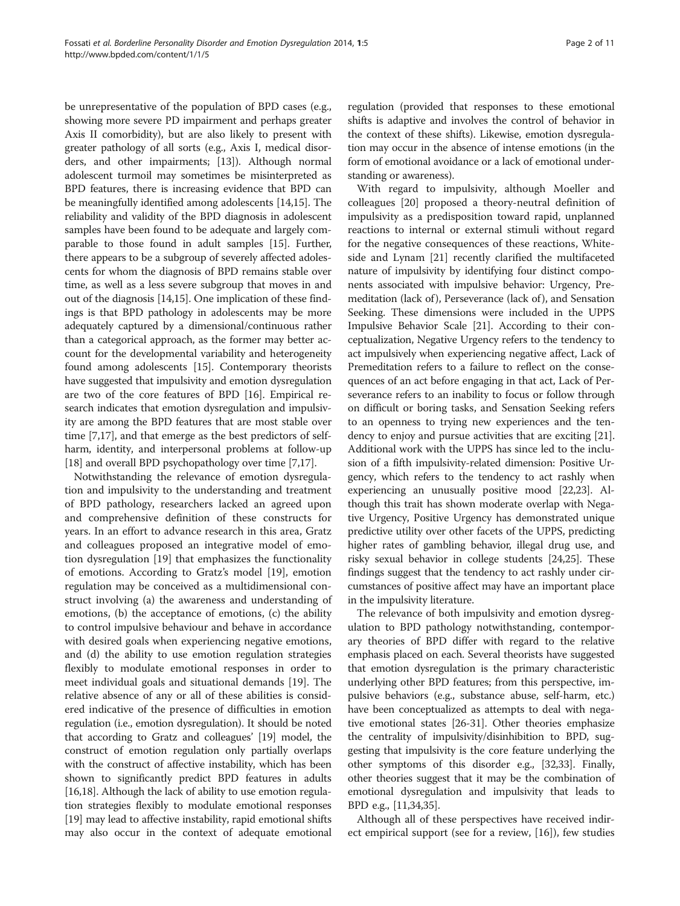be unrepresentative of the population of BPD cases (e.g., showing more severe PD impairment and perhaps greater Axis II comorbidity), but are also likely to present with greater pathology of all sorts (e.g., Axis I, medical disorders, and other impairments; [13]). Although normal adolescent turmoil may sometimes be misinterpreted as BPD features, there is increasing evidence that BPD can be meaningfully identified among adolescents [14,15]. The reliability and validity of the BPD diagnosis in adolescent samples have been found to be adequate and largely comparable to those found in adult samples [15]. Further, there appears to be a subgroup of severely affected adolescents for whom the diagnosis of BPD remains stable over time, as well as a less severe subgroup that moves in and out of the diagnosis [14,15]. One implication of these findings is that BPD pathology in adolescents may be more adequately captured by a dimensional/continuous rather than a categorical approach, as the former may better account for the developmental variability and heterogeneity found among adolescents [15]. Contemporary theorists have suggested that impulsivity and emotion dysregulation are two of the core features of BPD [16]. Empirical research indicates that emotion dysregulation and impulsivity are among the BPD features that are most stable over time [7,17], and that emerge as the best predictors of self-harm, identity, and interpersonal problems at follow-up [18] and overall BPD psychopathology over time [7,17].

Notwithstanding the relevance of emotion dysregulation and impulsivity to the understanding and treatment of BPD pathology, researchers lacked an agreed upon and comprehensive definition of these constructs for years. In an effort to advance research in this area, Gratz and colleagues proposed an integrative model of emotion dysregulation [19] that emphasizes the functionality of emotions. According to Gratz's model [19], emotion regulation may be conceived as a multidimensional construct involving (a) the awareness and understanding of emotions, (b) the acceptance of emotions, (c) the ability to control impulsive behaviour and behave in accordance with desired goals when experiencing negative emotions, and (d) the ability to use emotion regulation strategies flexibly to modulate emotional responses in order to meet individual goals and situational demands [19]. The relative absence of any or all of these abilities is considered indicative of the presence of difficulties in emotion regulation (i.e., emotion dysregulation). It should be noted that according to Gratz and colleagues' [19] model, the construct of emotion regulation only partially overlaps with the construct of affective instability, which has been shown to significantly predict BPD features in adults [16,18]. Although the lack of ability to use emotion regulation strategies flexibly to modulate emotional responses [19] may lead to affective instability, rapid emotional shifts may also occur in the context of adequate emotional regulation (provided that responses to these emotional shifts is adaptive and involves the control of behavior in the context of these shifts). Likewise, emotion dysregulation may occur in the absence of intense emotions (in the form of emotional avoidance or a lack of emotional understanding or awareness).

With regard to impulsivity, although Moeller and colleagues [20] proposed a theory-neutral definition of impulsivity as a predisposition toward rapid, unplanned reactions to internal or external stimuli without regard for the negative consequences of these reactions, Whiteside and Lynam [21] recently clarified the multifaceted nature of impulsivity by identifying four distinct components associated with impulsive behavior: Urgency, Premeditation (lack of), Perseverance (lack of), and Sensation Seeking. These dimensions were included in the UPPS Impulsive Behavior Scale [21]. According to their conceptualization, Negative Urgency refers to the tendency to act impulsively when experiencing negative affect, Lack of Premeditation refers to a failure to reflect on the consequences of an act before engaging in that act, Lack of Perseverance refers to an inability to focus or follow through on difficult or boring tasks, and Sensation Seeking refers to an openness to trying new experiences and the tendency to enjoy and pursue activities that are exciting [21]. Additional work with the UPPS has since led to the inclusion of a fifth impulsivity-related dimension: Positive Urgency, which refers to the tendency to act rashly when experiencing an unusually positive mood [22,23]. Although this trait has shown moderate overlap with Negative Urgency, Positive Urgency has demonstrated unique predictive utility over other facets of the UPPS, predicting higher rates of gambling behavior, illegal drug use, and risky sexual behavior in college students [24,25]. These findings suggest that the tendency to act rashly under circumstances of positive affect may have an important place in the impulsivity literature.

The relevance of both impulsivity and emotion dysregulation to BPD pathology notwithstanding, contemporary theories of BPD differ with regard to the relative emphasis placed on each. Several theorists have suggested that emotion dysregulation is the primary characteristic underlying other BPD features; from this perspective, impulsive behaviors (e.g., substance abuse, self-harm, etc.) have been conceptualized as attempts to deal with negative emotional states [26-31]. Other theories emphasize the centrality of impulsivity/disinhibition to BPD, suggesting that impulsivity is the core feature underlying the other symptoms of this disorder e.g., [32,33]. Finally, other theories suggest that it may be the combination of emotional dysregulation and impulsivity that leads to BPD e.g., [11,34,35].

Although all of these perspectives have received indirect empirical support (see for a review, [16]), few studies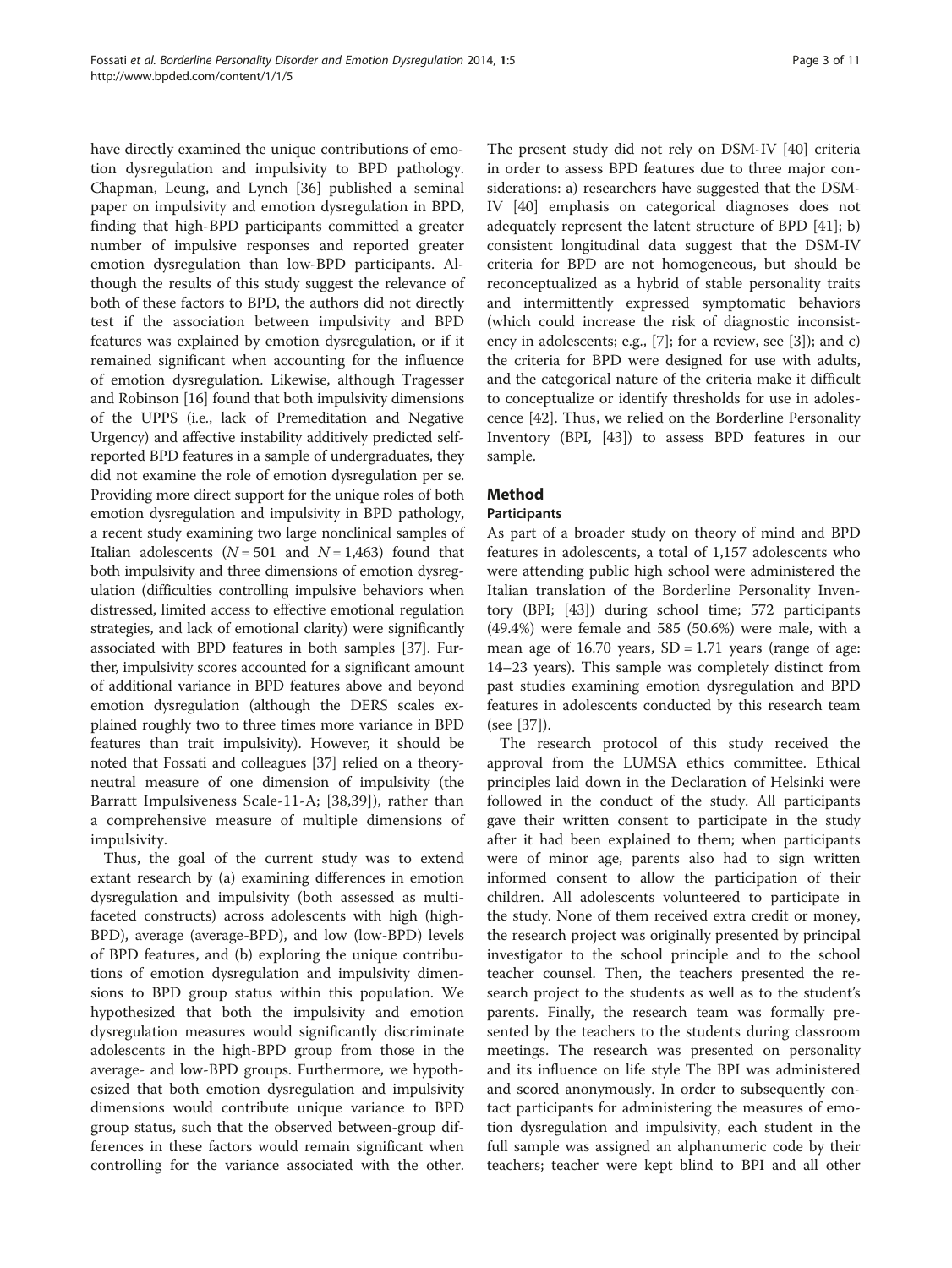have directly examined the unique contributions of emotion dysregulation and impulsivity to BPD pathology. Chapman, Leung, and Lynch [36] published a seminal paper on impulsivity and emotion dysregulation in BPD, finding that high-BPD participants committed a greater number of impulsive responses and reported greater emotion dysregulation than low-BPD participants. Although the results of this study suggest the relevance of both of these factors to BPD, the authors did not directly test if the association between impulsivity and BPD features was explained by emotion dysregulation, or if it remained significant when accounting for the influence of emotion dysregulation. Likewise, although Tragesser and Robinson [16] found that both impulsivity dimensions of the UPPS (i.e., lack of Premeditation and Negative Urgency) and affective instability additively predicted self-reported BPD features in a sample of undergraduates, they did not examine the role of emotion dysregulation per se. Providing more direct support for the unique roles of both emotion dysregulation and impulsivity in BPD pathology, a recent study examining two large nonclinical samples of Italian adolescents ($N = 501$ and $N = 1{,}463$) found that both impulsivity and three dimensions of emotion dysregulation (difficulties controlling impulsive behaviors when distressed, limited access to effective emotional regulation strategies, and lack of emotional clarity) were significantly associated with BPD features in both samples [37]. Further, impulsivity scores accounted for a significant amount of additional variance in BPD features above and beyond emotion dysregulation (although the DERS scales explained roughly two to three times more variance in BPD features than trait impulsivity). However, it should be noted that Fossati and colleagues [37] relied on a theory-neutral measure of one dimension of impulsivity (the Barratt Impulsiveness Scale-11-A; [38,39]), rather than a comprehensive measure of multiple dimensions of impulsivity.

Thus, the goal of the current study was to extend extant research by (a) examining differences in emotion dysregulation and impulsivity (both assessed as multi-faceted constructs) across adolescents with high (high-BPD), average (average-BPD), and low (low-BPD) levels of BPD features, and (b) exploring the unique contributions of emotion dysregulation and impulsivity dimensions to BPD group status within this population. We hypothesized that both the impulsivity and emotion dysregulation measures would significantly discriminate adolescents in the high-BPD group from those in the average- and low-BPD groups. Furthermore, we hypothesized that both emotion dysregulation and impulsivity dimensions would contribute unique variance to BPD group status, such that the observed between-group differences in these factors would remain significant when controlling for the variance associated with the other. The present study did not rely on DSM-IV [40] criteria in order to assess BPD features due to three major considerations: a) researchers have suggested that the DSM-IV [40] emphasis on categorical diagnoses does not adequately represent the latent structure of BPD [41]; b) consistent longitudinal data suggest that the DSM-IV criteria for BPD are not homogeneous, but should be reconceptualized as a hybrid of stable personality traits and intermittently expressed symptomatic behaviors (which could increase the risk of diagnostic inconsistency in adolescents; e.g., [7]; for a review, see [3]); and c) the criteria for BPD were designed for use with adults, and the categorical nature of the criteria make it difficult to conceptualize or identify thresholds for use in adolescence [42]. Thus, we relied on the Borderline Personality Inventory (BPI, [43]) to assess BPD features in our sample.

## Method

### Participants

As part of a broader study on theory of mind and BPD features in adolescents, a total of 1,157 adolescents who were attending public high school were administered the Italian translation of the Borderline Personality Inventory (BPI; [43]) during school time; 572 participants (49.4%) were female and 585 (50.6%) were male, with a mean age of 16.70 years, SD = 1.71 years (range of age: 14–23 years). This sample was completely distinct from past studies examining emotion dysregulation and BPD features in adolescents conducted by this research team (see [37]).

The research protocol of this study received the approval from the LUMSA ethics committee. Ethical principles laid down in the Declaration of Helsinki were followed in the conduct of the study. All participants gave their written consent to participate in the study after it had been explained to them; when participants were of minor age, parents also had to sign written informed consent to allow the participation of their children. All adolescents volunteered to participate in the study. None of them received extra credit or money, the research project was originally presented by principal investigator to the school principle and to the school teacher counsel. Then, the teachers presented the research project to the students as well as to the student's parents. Finally, the research team was formally presented by the teachers to the students during classroom meetings. The research was presented on personality and its influence on life style The BPI was administered and scored anonymously. In order to subsequently contact participants for administering the measures of emotion dysregulation and impulsivity, each student in the full sample was assigned an alphanumeric code by their teachers; teacher were kept blind to BPI and all other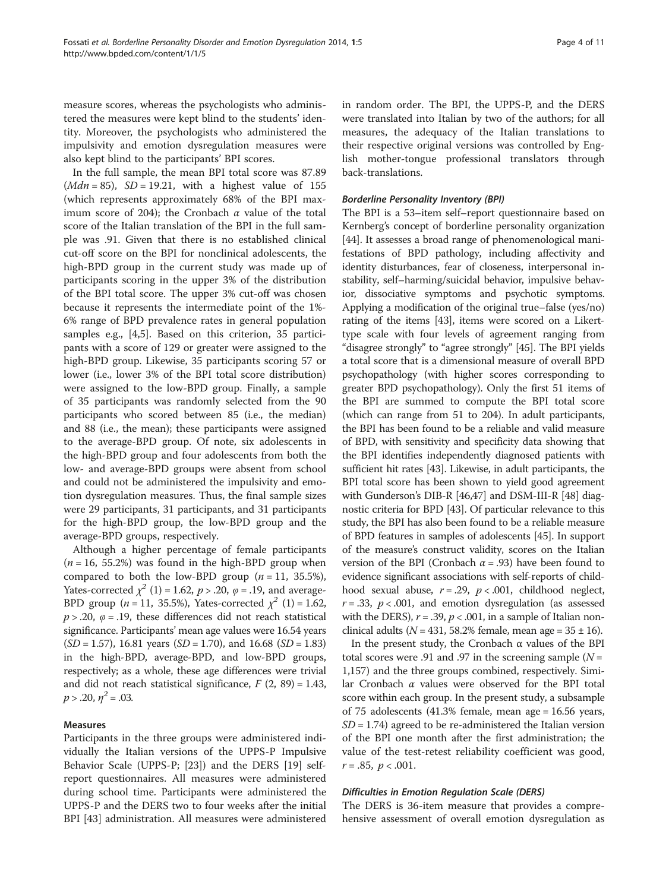measure scores, whereas the psychologists who administered the measures were kept blind to the students' identity. Moreover, the psychologists who administered the impulsivity and emotion dysregulation measures were also kept blind to the participants' BPI scores.

In the full sample, the mean BPI total score was 87.89 ($Mdn$ = 85), $SD$ = 19.21, with a highest value of 155 (which represents approximately 68% of the BPI maximum score of 204); the Cronbach $\alpha$ value of the total score of the Italian translation of the BPI in the full sample was .91. Given that there is no established clinical cut-off score on the BPI for nonclinical adolescents, the high-BPD group in the current study was made up of participants scoring in the upper 3% of the distribution of the BPI total score. The upper 3% cut-off was chosen because it represents the intermediate point of the 1%-6% range of BPD prevalence rates in general population samples e.g., [4,5]. Based on this criterion, 35 participants with a score of 129 or greater were assigned to the high-BPD group. Likewise, 35 participants scoring 57 or lower (i.e., lower 3% of the BPI total score distribution) were assigned to the low-BPD group. Finally, a sample of 35 participants was randomly selected from the 90 participants who scored between 85 (i.e., the median) and 88 (i.e., the mean); these participants were assigned to the average-BPD group. Of note, six adolescents in the high-BPD group and four adolescents from both the low- and average-BPD groups were absent from school and could not be administered the impulsivity and emotion dysregulation measures. Thus, the final sample sizes were 29 participants, 31 participants, and 31 participants for the high-BPD group, the low-BPD group and the average-BPD groups, respectively.

Although a higher percentage of female participants ($n$ = 16, 55.2%) was found in the high-BPD group when compared to both the low-BPD group ($n$ = 11, 35.5%), Yates-corrected $\chi^2$ (1) = 1.62, $p$ > .20, $\varphi$ = .19, and average-BPD group ($n$ = 11, 35.5%), Yates-corrected $\chi^2$ (1) = 1.62, $p$ > .20, $\varphi$ = .19, these differences did not reach statistical significance. Participants' mean age values were 16.54 years ($SD$ = 1.57), 16.81 years ($SD$ = 1.70), and 16.68 ($SD$ = 1.83) in the high-BPD, average-BPD, and low-BPD groups, respectively; as a whole, these age differences were trivial and did not reach statistical significance, $F$ (2, 89) = 1.43, $p$ > .20, $\eta^2$ = .03.

### Measures

Participants in the three groups were administered individually the Italian versions of the UPPS-P Impulsive Behavior Scale (UPPS-P; [23]) and the DERS [19] self-report questionnaires. All measures were administered during school time. Participants were administered the UPPS-P and the DERS two to four weeks after the initial BPI [43] administration. All measures were administered in random order. The BPI, the UPPS-P, and the DERS were translated into Italian by two of the authors; for all measures, the adequacy of the Italian translations to their respective original versions was controlled by English mother-tongue professional translators through back-translations.

#### Borderline Personality Inventory (BPI)

The BPI is a 53–item self–report questionnaire based on Kernberg's concept of borderline personality organization [44]. It assesses a broad range of phenomenological manifestations of BPD pathology, including affectivity and identity disturbances, fear of closeness, interpersonal instability, self–harming/suicidal behavior, impulsive behavior, dissociative symptoms and psychotic symptoms. Applying a modification of the original true–false (yes/no) rating of the items [43], items were scored on a Likert-type scale with four levels of agreement ranging from "disagree strongly" to "agree strongly" [45]. The BPI yields a total score that is a dimensional measure of overall BPD psychopathology (with higher scores corresponding to greater BPD psychopathology). Only the first 51 items of the BPI are summed to compute the BPI total score (which can range from 51 to 204). In adult participants, the BPI has been found to be a reliable and valid measure of BPD, with sensitivity and specificity data showing that the BPI identifies independently diagnosed patients with sufficient hit rates [43]. Likewise, in adult participants, the BPI total score has been shown to yield good agreement with Gunderson's DIB-R [46,47] and DSM-III-R [48] diagnostic criteria for BPD [43]. Of particular relevance to this study, the BPI has also been found to be a reliable measure of BPD features in samples of adolescents [45]. In support of the measure's construct validity, scores on the Italian version of the BPI (Cronbach $\alpha$ = .93) have been found to evidence significant associations with self-reports of childhood sexual abuse, $r$ = .29, $p$ < .001, childhood neglect, $r$ = .33, $p$ < .001, and emotion dysregulation (as assessed with the DERS), $r$ = .39, $p$ < .001, in a sample of Italian nonclinical adults ($N$ = 431, 58.2% female, mean age = 35 ± 16).

In the present study, the Cronbach α values of the BPI total scores were .91 and .97 in the screening sample ($N$ = 1,157) and the three groups combined, respectively. Similar Cronbach $\alpha$ values were observed for the BPI total score within each group. In the present study, a subsample of 75 adolescents (41.3% female, mean age = 16.56 years, $SD$ = 1.74) agreed to be re-administered the Italian version of the BPI one month after the first administration; the value of the test-retest reliability coefficient was good, $r$ = .85, $p$ < .001.

#### Difficulties in Emotion Regulation Scale (DERS)

The DERS is 36-item measure that provides a comprehensive assessment of overall emotion dysregulation as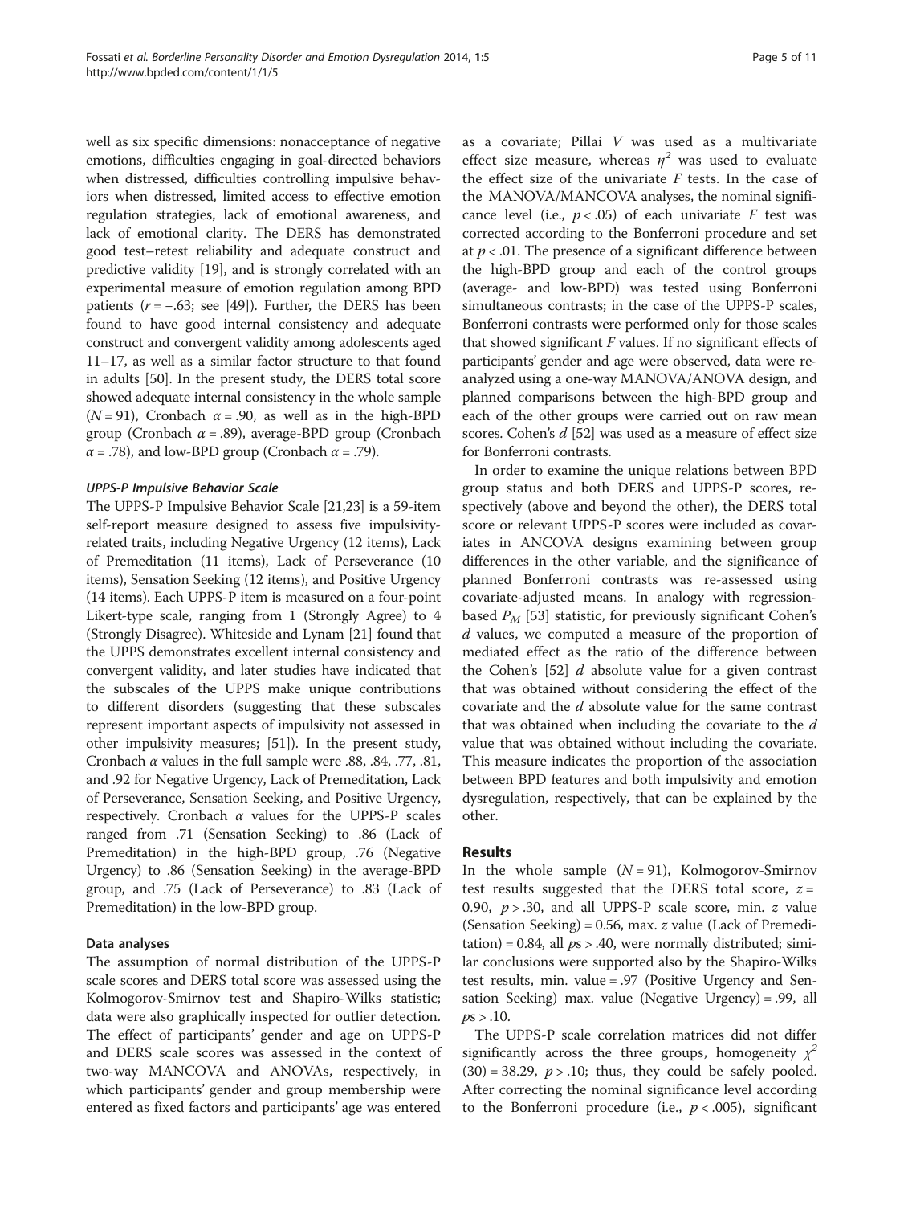well as six specific dimensions: nonacceptance of negative emotions, difficulties engaging in goal-directed behaviors when distressed, difficulties controlling impulsive behaviors when distressed, limited access to effective emotion regulation strategies, lack of emotional awareness, and lack of emotional clarity. The DERS has demonstrated good test–retest reliability and adequate construct and predictive validity [19], and is strongly correlated with an experimental measure of emotion regulation among BPD patients ($r = -.63$; see [49]). Further, the DERS has been found to have good internal consistency and adequate construct and convergent validity among adolescents aged 11–17, as well as a similar factor structure to that found in adults [50]. In the present study, the DERS total score showed adequate internal consistency in the whole sample ($N = 91$), Cronbach $\alpha = .90$, as well as in the high-BPD group (Cronbach $\alpha = .89$), average-BPD group (Cronbach $\alpha = .78$), and low-BPD group (Cronbach $\alpha = .79$).

#### *UPPS-P Impulsive Behavior Scale*

The UPPS-P Impulsive Behavior Scale [21,23] is a 59-item self-report measure designed to assess five impulsivity-related traits, including Negative Urgency (12 items), Lack of Premeditation (11 items), Lack of Perseverance (10 items), Sensation Seeking (12 items), and Positive Urgency (14 items). Each UPPS-P item is measured on a four-point Likert-type scale, ranging from 1 (Strongly Agree) to 4 (Strongly Disagree). Whiteside and Lynam [21] found that the UPPS demonstrates excellent internal consistency and convergent validity, and later studies have indicated that the subscales of the UPPS make unique contributions to different disorders (suggesting that these subscales represent important aspects of impulsivity not assessed in other impulsivity measures; [51]). In the present study, Cronbach $\alpha$ values in the full sample were .88, .84, .77, .81, and .92 for Negative Urgency, Lack of Premeditation, Lack of Perseverance, Sensation Seeking, and Positive Urgency, respectively. Cronbach $\alpha$ values for the UPPS-P scales ranged from .71 (Sensation Seeking) to .86 (Lack of Premeditation) in the high-BPD group, .76 (Negative Urgency) to .86 (Sensation Seeking) in the average-BPD group, and .75 (Lack of Perseverance) to .83 (Lack of Premeditation) in the low-BPD group.

### Data analyses

The assumption of normal distribution of the UPPS-P scale scores and DERS total score was assessed using the Kolmogorov-Smirnov test and Shapiro-Wilks statistic; data were also graphically inspected for outlier detection. The effect of participants' gender and age on UPPS-P and DERS scale scores was assessed in the context of two-way MANCOVA and ANOVAs, respectively, in which participants' gender and group membership were entered as fixed factors and participants' age was entered as a covariate; Pillai $V$ was used as a multivariate effect size measure, whereas $\eta^2$ was used to evaluate the effect size of the univariate $F$ tests. In the case of the MANOVA/MANCOVA analyses, the nominal significance level (i.e., $p < .05$) of each univariate $F$ test was corrected according to the Bonferroni procedure and set at $p < .01$. The presence of a significant difference between the high-BPD group and each of the control groups (average- and low-BPD) was tested using Bonferroni simultaneous contrasts; in the case of the UPPS-P scales, Bonferroni contrasts were performed only for those scales that showed significant $F$ values. If no significant effects of participants' gender and age were observed, data were reanalyzed using a one-way MANOVA/ANOVA design, and planned comparisons between the high-BPD group and each of the other groups were carried out on raw mean scores. Cohen's $d$ [52] was used as a measure of effect size for Bonferroni contrasts.

In order to examine the unique relations between BPD group status and both DERS and UPPS-P scores, respectively (above and beyond the other), the DERS total score or relevant UPPS-P scores were included as covariates in ANCOVA designs examining between group differences in the other variable, and the significance of planned Bonferroni contrasts was re-assessed using covariate-adjusted means. In analogy with regression-based $P_M$ [53] statistic, for previously significant Cohen's $d$ values, we computed a measure of the proportion of mediated effect as the ratio of the difference between the Cohen's [52] $d$ absolute value for a given contrast that was obtained without considering the effect of the covariate and the $d$ absolute value for the same contrast that was obtained when including the covariate to the $d$ value that was obtained without including the covariate. This measure indicates the proportion of the association between BPD features and both impulsivity and emotion dysregulation, respectively, that can be explained by the other.

## Results

In the whole sample ($N = 91$), Kolmogorov-Smirnov test results suggested that the DERS total score, $z = 0.90$, $p > .30$, and all UPPS-P scale score, min. $z$ value (Sensation Seeking) = 0.56, max. $z$ value (Lack of Premeditation) = 0.84, all $ps > .40$, were normally distributed; similar conclusions were supported also by the Shapiro-Wilks test results, min. value = .97 (Positive Urgency and Sensation Seeking) max. value (Negative Urgency) = .99, all $ps > .10$.

The UPPS-P scale correlation matrices did not differ significantly across the three groups, homogeneity $\chi^2(30) = 38.29$, $p > .10$; thus, they could be safely pooled. After correcting the nominal significance level according to the Bonferroni procedure (i.e., $p < .005$), significant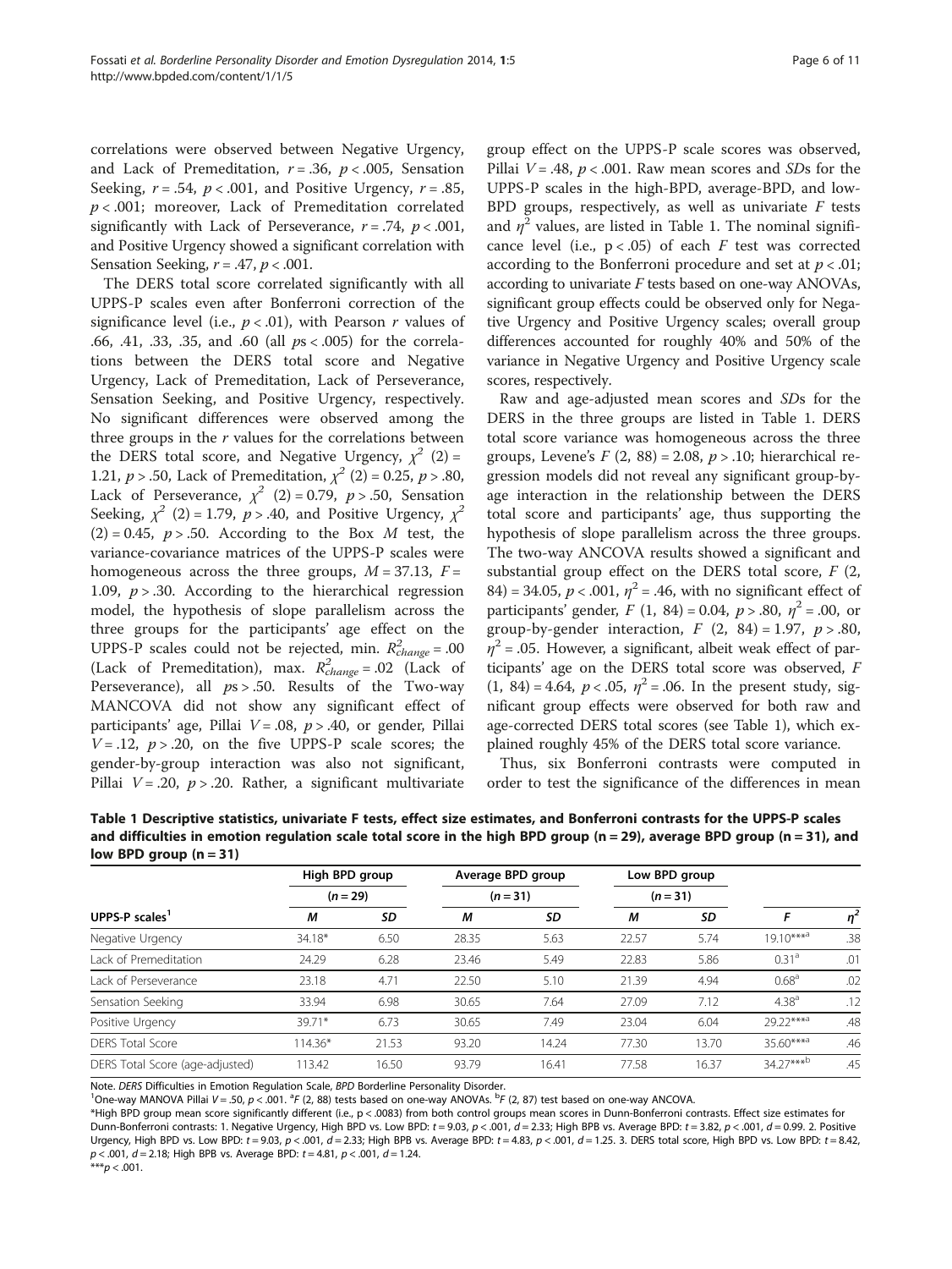correlations were observed between Negative Urgency, and Lack of Premeditation, $r = .36$, $p < .005$, Sensation Seeking, $r = .54$, $p < .001$, and Positive Urgency, $r = .85$, $p < .001$; moreover, Lack of Premeditation correlated significantly with Lack of Perseverance, $r = .74$, $p < .001$, and Positive Urgency showed a significant correlation with Sensation Seeking, $r = .47$, $p < .001$.

The DERS total score correlated significantly with all UPPS-P scales even after Bonferroni correction of the significance level (i.e., $p < .01$), with Pearson $r$ values of .66, .41, .33, .35, and .60 (all $p$s < .005) for the correlations between the DERS total score and Negative Urgency, Lack of Premeditation, Lack of Perseverance, Sensation Seeking, and Positive Urgency, respectively. No significant differences were observed among the three groups in the $r$ values for the correlations between the DERS total score, and Negative Urgency, $\chi^2$ (2) = 1.21, $p > .50$, Lack of Premeditation, $\chi^2$ (2) = 0.25, $p > .80$, Lack of Perseverance, $\chi^2$ (2) = 0.79, $p > .50$, Sensation Seeking, $\chi^2$ (2) = 1.79, $p > .40$, and Positive Urgency, $\chi^2$ (2) = 0.45, $p > .50$. According to the Box $M$ test, the variance-covariance matrices of the UPPS-P scales were homogeneous across the three groups, $M = 37.13$, $F = 1.09$, $p > .30$. According to the hierarchical regression model, the hypothesis of slope parallelism across the three groups for the participants' age effect on the UPPS-P scales could not be rejected, min. $R^2_{change} = .00$ (Lack of Premeditation), max. $R^2_{change} = .02$ (Lack of Perseverance), all $p$s > .50. Results of the Two-way MANCOVA did not show any significant effect of participants' age, Pillai $V = .08$, $p > .40$, or gender, Pillai $V = .12$, $p > .20$, on the five UPPS-P scale scores; the gender-by-group interaction was also not significant, Pillai $V = .20$, $p > .20$. Rather, a significant multivariate group effect on the UPPS-P scale scores was observed, Pillai $V = .48$, $p < .001$. Raw mean scores and $SD$s for the UPPS-P scales in the high-BPD, average-BPD, and low-BPD groups, respectively, as well as univariate $F$ tests and $\eta^2$ values, are listed in Table 1. The nominal significance level (i.e., $p < .05$) of each $F$ test was corrected according to the Bonferroni procedure and set at $p < .01$; according to univariate $F$ tests based on one-way ANOVAs, significant group effects could be observed only for Negative Urgency and Positive Urgency scales; overall group differences accounted for roughly 40% and 50% of the variance in Negative Urgency and Positive Urgency scale scores, respectively.

Raw and age-adjusted mean scores and $SD$s for the DERS in the three groups are listed in Table 1. DERS total score variance was homogeneous across the three groups, Levene's $F$ (2, 88) = 2.08, $p > .10$; hierarchical regression models did not reveal any significant group-by-age interaction in the relationship between the DERS total score and participants' age, thus supporting the hypothesis of slope parallelism across the three groups. The two-way ANCOVA results showed a significant and substantial group effect on the DERS total score, $F$ (2, 84) = 34.05, $p < .001$, $\eta^2 = .46$, with no significant effect of participants' gender, $F$ (1, 84) = 0.04, $p > .80$, $\eta^2 = .00$, or group-by-gender interaction, $F$ (2, 84) = 1.97, $p > .80$, $\eta^2 = .05$. However, a significant, albeit weak effect of participants' age on the DERS total score was observed, $F$ (1, 84) = 4.64, $p < .05$, $\eta^2 = .06$. In the present study, significant group effects were observed for both raw and age-corrected DERS total scores (see Table 1), which explained roughly 45% of the DERS total score variance.

Thus, six Bonferroni contrasts were computed in order to test the significance of the differences in mean

**Table 1 Descriptive statistics, univariate F tests, effect size estimates, and Bonferroni contrasts for the UPPS-P scales and difficulties in emotion regulation scale total score in the high BPD group (n = 29), average BPD group (n = 31), and low BPD group (n = 31)**

| | High BPD group | | Average BPD group | | Low BPD group | | | |
|---|---|---|---|---|---|---|---|---|
| | ($n = 29$) | | ($n = 31$) | | ($n = 31$) | | | |
| UPPS-P scales[1] | $M$ | $SD$ | $M$ | $SD$ | $M$ | $SD$ | $F$ | $\eta^2$ |
| Negative Urgency | 34.18* | 6.50 | 28.35 | 5.63 | 22.57 | 5.74 | 19.10***[a] | .38 |
| Lack of Premeditation | 24.29 | 6.28 | 23.46 | 5.49 | 22.83 | 5.86 | 0.31[a] | .01 |
| Lack of Perseverance | 23.18 | 4.71 | 22.50 | 5.10 | 21.39 | 4.94 | 0.68[a] | .02 |
| Sensation Seeking | 33.94 | 6.98 | 30.65 | 7.64 | 27.09 | 7.12 | 4.38[a] | .12 |
| Positive Urgency | 39.71* | 6.73 | 30.65 | 7.49 | 23.04 | 6.04 | 29.22***[a] | .48 |
| DERS Total Score | 114.36* | 21.53 | 93.20 | 14.24 | 77.30 | 13.70 | 35.60***[a] | .46 |
| DERS Total Score (age-adjusted) | 113.42 | 16.50 | 93.79 | 16.41 | 77.58 | 16.37 | 34.27***[b] | .45 |

Note. *DERS* Difficulties in Emotion Regulation Scale, *BPD* Borderline Personality Disorder.
[1]One-way MANOVA Pillai $V = .50$, $p < .001$. [a]$F$ (2, 88) tests based on one-way ANOVAs. [b]$F$ (2, 87) test based on one-way ANCOVA.
*High BPD group mean score significantly different (i.e., $p < .0083$) from both control groups mean scores in Dunn-Bonferroni contrasts. Effect size estimates for Dunn-Bonferroni contrasts: 1. Negative Urgency, High BPD vs. Low BPD: $t = 9.03$, $p < .001$, $d = 2.33$; High BPB vs. Average BPD: $t = 3.82$, $p < .001$, $d = 0.99$. 2. Positive Urgency, High BPD vs. Low BPD: $t = 9.03$, $p < .001$, $d = 2.33$; High BPB vs. Average BPD: $t = 4.83$, $p < .001$, $d = 1.25$. 3. DERS total score, High BPD vs. Low BPD: $t = 8.42$, $p < .001$, $d = 2.18$; High BPB vs. Average BPD: $t = 4.81$, $p < .001$, $d = 1.24$.
***$p < .001$.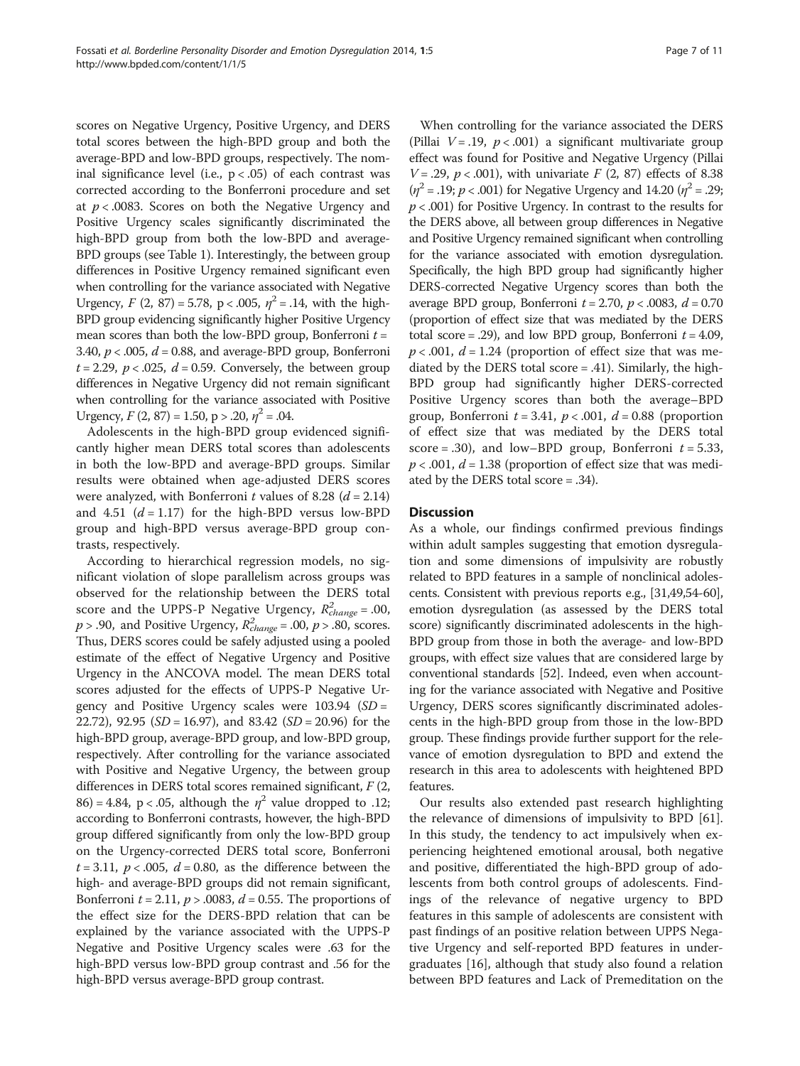scores on Negative Urgency, Positive Urgency, and DERS total scores between the high-BPD group and both the average-BPD and low-BPD groups, respectively. The nominal significance level (i.e., $p < .05$) of each contrast was corrected according to the Bonferroni procedure and set at $p < .0083$. Scores on both the Negative Urgency and Positive Urgency scales significantly discriminated the high-BPD group from both the low-BPD and average-BPD groups (see Table 1). Interestingly, the between group differences in Positive Urgency remained significant even when controlling for the variance associated with Negative Urgency, $F$ (2, 87) = 5.78, $p < .005$, $\eta^2 = .14$, with the high-BPD group evidencing significantly higher Positive Urgency mean scores than both the low-BPD group, Bonferroni $t$ = 3.40, $p < .005$, $d$ = 0.88, and average-BPD group, Bonferroni $t$ = 2.29, $p < .025$, $d$ = 0.59. Conversely, the between group differences in Negative Urgency did not remain significant when controlling for the variance associated with Positive Urgency, $F$ (2, 87) = 1.50, $p > .20$, $\eta^2 = .04$.

Adolescents in the high-BPD group evidenced significantly higher mean DERS total scores than adolescents in both the low-BPD and average-BPD groups. Similar results were obtained when age-adjusted DERS scores were analyzed, with Bonferroni $t$ values of 8.28 ($d$ = 2.14) and 4.51 ($d$ = 1.17) for the high-BPD versus low-BPD group and high-BPD versus average-BPD group contrasts, respectively.

According to hierarchical regression models, no significant violation of slope parallelism across groups was observed for the relationship between the DERS total score and the UPPS-P Negative Urgency, $R^2_{change} = .00$, $p > .90$, and Positive Urgency, $R^2_{change} = .00$, $p > .80$, scores. Thus, DERS scores could be safely adjusted using a pooled estimate of the effect of Negative Urgency and Positive Urgency in the ANCOVA model. The mean DERS total scores adjusted for the effects of UPPS-P Negative Urgency and Positive Urgency scales were 103.94 ($SD$ = 22.72), 92.95 ($SD$ = 16.97), and 83.42 ($SD$ = 20.96) for the high-BPD group, average-BPD group, and low-BPD group, respectively. After controlling for the variance associated with Positive and Negative Urgency, the between group differences in DERS total scores remained significant, $F$ (2, 86) = 4.84, $p < .05$, although the $\eta^2$ value dropped to .12; according to Bonferroni contrasts, however, the high-BPD group differed significantly from only the low-BPD group on the Urgency-corrected DERS total score, Bonferroni $t$ = 3.11, $p < .005$, $d$ = 0.80, as the difference between the high- and average-BPD groups did not remain significant, Bonferroni $t$ = 2.11, $p > .0083$, $d$ = 0.55. The proportions of the effect size for the DERS-BPD relation that can be explained by the variance associated with the UPPS-P Negative and Positive Urgency scales were .63 for the high-BPD versus low-BPD group contrast and .56 for the high-BPD versus average-BPD group contrast.

When controlling for the variance associated the DERS (Pillai $V$ = .19, $p < .001$) a significant multivariate group effect was found for Positive and Negative Urgency (Pillai $V$ = .29, $p < .001$), with univariate $F$ (2, 87) effects of 8.38 ($\eta^2$ = .19; $p < .001$) for Negative Urgency and 14.20 ($\eta^2$ = .29; $p < .001$) for Positive Urgency. In contrast to the results for the DERS above, all between group differences in Negative and Positive Urgency remained significant when controlling for the variance associated with emotion dysregulation. Specifically, the high BPD group had significantly higher DERS-corrected Negative Urgency scores than both the average BPD group, Bonferroni $t$ = 2.70, $p < .0083$, $d$ = 0.70 (proportion of effect size that was mediated by the DERS total score = .29), and low BPD group, Bonferroni $t$ = 4.09, $p < .001$, $d$ = 1.24 (proportion of effect size that was mediated by the DERS total score = .41). Similarly, the high-BPD group had significantly higher DERS-corrected Positive Urgency scores than both the average–BPD group, Bonferroni $t$ = 3.41, $p < .001$, $d$ = 0.88 (proportion of effect size that was mediated by the DERS total score = .30), and low–BPD group, Bonferroni $t$ = 5.33, $p < .001$, $d$ = 1.38 (proportion of effect size that was mediated by the DERS total score = .34).

## Discussion

As a whole, our findings confirmed previous findings within adult samples suggesting that emotion dysregulation and some dimensions of impulsivity are robustly related to BPD features in a sample of nonclinical adolescents. Consistent with previous reports e.g., [31,49,54-60], emotion dysregulation (as assessed by the DERS total score) significantly discriminated adolescents in the high-BPD group from those in both the average- and low-BPD groups, with effect size values that are considered large by conventional standards [52]. Indeed, even when accounting for the variance associated with Negative and Positive Urgency, DERS scores significantly discriminated adolescents in the high-BPD group from those in the low-BPD group. These findings provide further support for the relevance of emotion dysregulation to BPD and extend the research in this area to adolescents with heightened BPD features.

Our results also extended past research highlighting the relevance of dimensions of impulsivity to BPD [61]. In this study, the tendency to act impulsively when experiencing heightened emotional arousal, both negative and positive, differentiated the high-BPD group of adolescents from both control groups of adolescents. Findings of the relevance of negative urgency to BPD features in this sample of adolescents are consistent with past findings of an positive relation between UPPS Negative Urgency and self-reported BPD features in undergraduates [16], although that study also found a relation between BPD features and Lack of Premeditation on the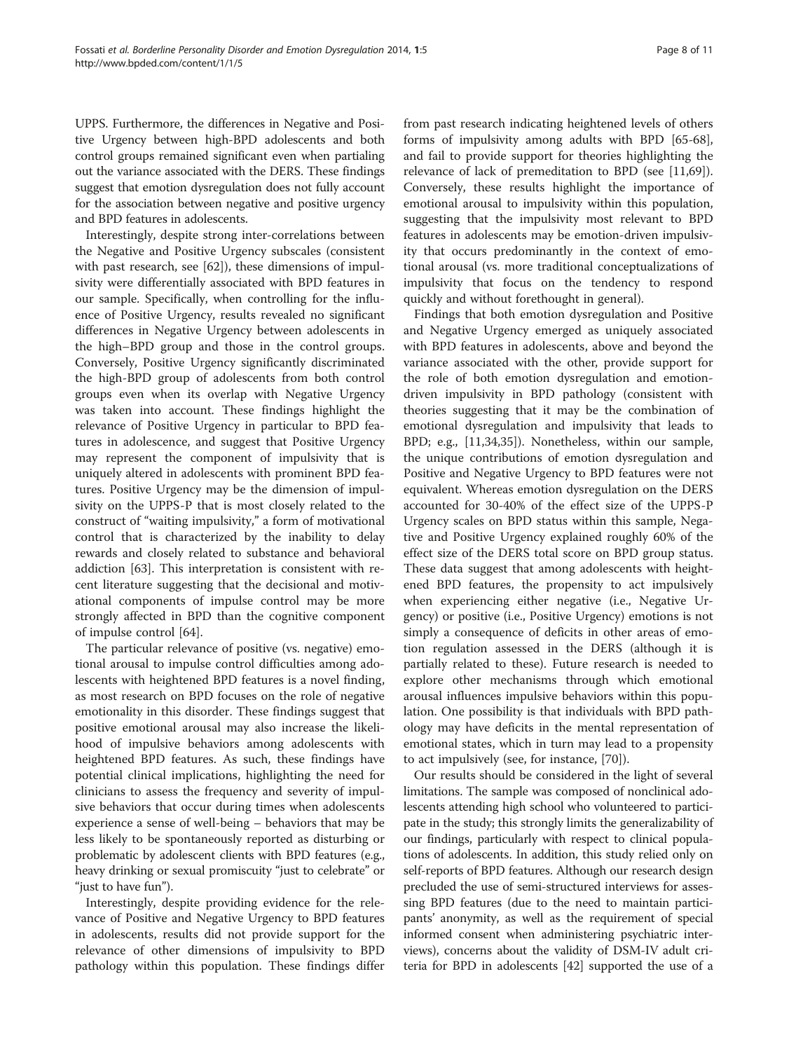UPPS. Furthermore, the differences in Negative and Positive Urgency between high-BPD adolescents and both control groups remained significant even when partialing out the variance associated with the DERS. These findings suggest that emotion dysregulation does not fully account for the association between negative and positive urgency and BPD features in adolescents.

Interestingly, despite strong inter-correlations between the Negative and Positive Urgency subscales (consistent with past research, see [62]), these dimensions of impulsivity were differentially associated with BPD features in our sample. Specifically, when controlling for the influence of Positive Urgency, results revealed no significant differences in Negative Urgency between adolescents in the high–BPD group and those in the control groups. Conversely, Positive Urgency significantly discriminated the high-BPD group of adolescents from both control groups even when its overlap with Negative Urgency was taken into account. These findings highlight the relevance of Positive Urgency in particular to BPD features in adolescence, and suggest that Positive Urgency may represent the component of impulsivity that is uniquely altered in adolescents with prominent BPD features. Positive Urgency may be the dimension of impulsivity on the UPPS-P that is most closely related to the construct of "waiting impulsivity," a form of motivational control that is characterized by the inability to delay rewards and closely related to substance and behavioral addiction [63]. This interpretation is consistent with recent literature suggesting that the decisional and motivational components of impulse control may be more strongly affected in BPD than the cognitive component of impulse control [64].

The particular relevance of positive (vs. negative) emotional arousal to impulse control difficulties among adolescents with heightened BPD features is a novel finding, as most research on BPD focuses on the role of negative emotionality in this disorder. These findings suggest that positive emotional arousal may also increase the likelihood of impulsive behaviors among adolescents with heightened BPD features. As such, these findings have potential clinical implications, highlighting the need for clinicians to assess the frequency and severity of impulsive behaviors that occur during times when adolescents experience a sense of well-being – behaviors that may be less likely to be spontaneously reported as disturbing or problematic by adolescent clients with BPD features (e.g., heavy drinking or sexual promiscuity "just to celebrate" or "just to have fun").

Interestingly, despite providing evidence for the relevance of Positive and Negative Urgency to BPD features in adolescents, results did not provide support for the relevance of other dimensions of impulsivity to BPD pathology within this population. These findings differ from past research indicating heightened levels of others forms of impulsivity among adults with BPD [65-68], and fail to provide support for theories highlighting the relevance of lack of premeditation to BPD (see [11,69]). Conversely, these results highlight the importance of emotional arousal to impulsivity within this population, suggesting that the impulsivity most relevant to BPD features in adolescents may be emotion-driven impulsivity that occurs predominantly in the context of emotional arousal (vs. more traditional conceptualizations of impulsivity that focus on the tendency to respond quickly and without forethought in general).

Findings that both emotion dysregulation and Positive and Negative Urgency emerged as uniquely associated with BPD features in adolescents, above and beyond the variance associated with the other, provide support for the role of both emotion dysregulation and emotion-driven impulsivity in BPD pathology (consistent with theories suggesting that it may be the combination of emotional dysregulation and impulsivity that leads to BPD; e.g., [11,34,35]). Nonetheless, within our sample, the unique contributions of emotion dysregulation and Positive and Negative Urgency to BPD features were not equivalent. Whereas emotion dysregulation on the DERS accounted for 30-40% of the effect size of the UPPS-P Urgency scales on BPD status within this sample, Negative and Positive Urgency explained roughly 60% of the effect size of the DERS total score on BPD group status. These data suggest that among adolescents with heightened BPD features, the propensity to act impulsively when experiencing either negative (i.e., Negative Urgency) or positive (i.e., Positive Urgency) emotions is not simply a consequence of deficits in other areas of emotion regulation assessed in the DERS (although it is partially related to these). Future research is needed to explore other mechanisms through which emotional arousal influences impulsive behaviors within this population. One possibility is that individuals with BPD pathology may have deficits in the mental representation of emotional states, which in turn may lead to a propensity to act impulsively (see, for instance, [70]).

Our results should be considered in the light of several limitations. The sample was composed of nonclinical adolescents attending high school who volunteered to participate in the study; this strongly limits the generalizability of our findings, particularly with respect to clinical populations of adolescents. In addition, this study relied only on self-reports of BPD features. Although our research design precluded the use of semi-structured interviews for assessing BPD features (due to the need to maintain participants' anonymity, as well as the requirement of special informed consent when administering psychiatric interviews), concerns about the validity of DSM-IV adult criteria for BPD in adolescents [42] supported the use of a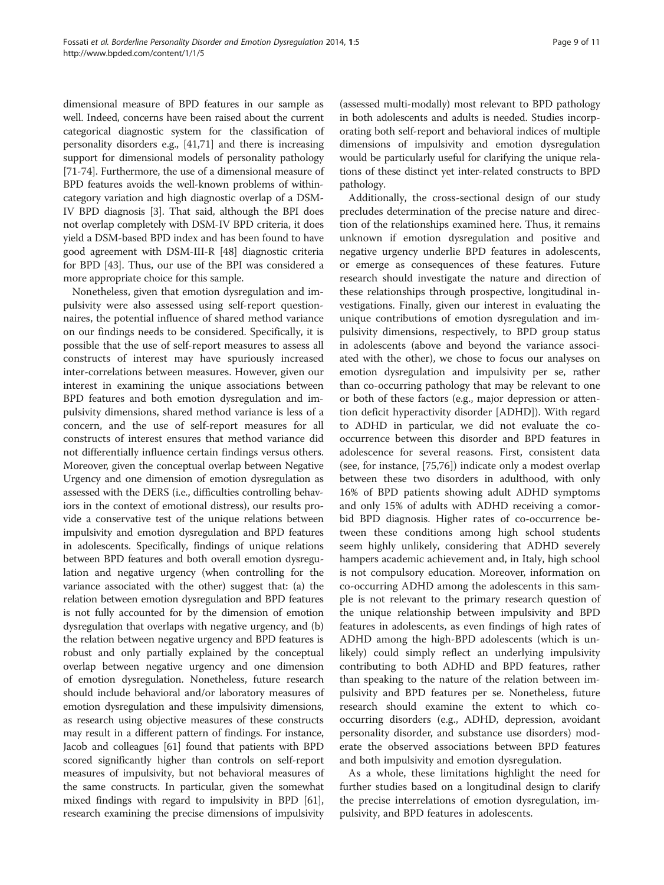dimensional measure of BPD features in our sample as well. Indeed, concerns have been raised about the current categorical diagnostic system for the classification of personality disorders e.g., [41,71] and there is increasing support for dimensional models of personality pathology [71-74]. Furthermore, the use of a dimensional measure of BPD features avoids the well-known problems of within-category variation and high diagnostic overlap of a DSM-IV BPD diagnosis [3]. That said, although the BPI does not overlap completely with DSM-IV BPD criteria, it does yield a DSM-based BPD index and has been found to have good agreement with DSM-III-R [48] diagnostic criteria for BPD [43]. Thus, our use of the BPI was considered a more appropriate choice for this sample.

Nonetheless, given that emotion dysregulation and impulsivity were also assessed using self-report questionnaires, the potential influence of shared method variance on our findings needs to be considered. Specifically, it is possible that the use of self-report measures to assess all constructs of interest may have spuriously increased inter-correlations between measures. However, given our interest in examining the unique associations between BPD features and both emotion dysregulation and impulsivity dimensions, shared method variance is less of a concern, and the use of self-report measures for all constructs of interest ensures that method variance did not differentially influence certain findings versus others. Moreover, given the conceptual overlap between Negative Urgency and one dimension of emotion dysregulation as assessed with the DERS (i.e., difficulties controlling behaviors in the context of emotional distress), our results provide a conservative test of the unique relations between impulsivity and emotion dysregulation and BPD features in adolescents. Specifically, findings of unique relations between BPD features and both overall emotion dysregulation and negative urgency (when controlling for the variance associated with the other) suggest that: (a) the relation between emotion dysregulation and BPD features is not fully accounted for by the dimension of emotion dysregulation that overlaps with negative urgency, and (b) the relation between negative urgency and BPD features is robust and only partially explained by the conceptual overlap between negative urgency and one dimension of emotion dysregulation. Nonetheless, future research should include behavioral and/or laboratory measures of emotion dysregulation and these impulsivity dimensions, as research using objective measures of these constructs may result in a different pattern of findings. For instance, Jacob and colleagues [61] found that patients with BPD scored significantly higher than controls on self-report measures of impulsivity, but not behavioral measures of the same constructs. In particular, given the somewhat mixed findings with regard to impulsivity in BPD [61], research examining the precise dimensions of impulsivity (assessed multi-modally) most relevant to BPD pathology in both adolescents and adults is needed. Studies incorporating both self-report and behavioral indices of multiple dimensions of impulsivity and emotion dysregulation would be particularly useful for clarifying the unique relations of these distinct yet inter-related constructs to BPD pathology.

Additionally, the cross-sectional design of our study precludes determination of the precise nature and direction of the relationships examined here. Thus, it remains unknown if emotion dysregulation and positive and negative urgency underlie BPD features in adolescents, or emerge as consequences of these features. Future research should investigate the nature and direction of these relationships through prospective, longitudinal investigations. Finally, given our interest in evaluating the unique contributions of emotion dysregulation and impulsivity dimensions, respectively, to BPD group status in adolescents (above and beyond the variance associated with the other), we chose to focus our analyses on emotion dysregulation and impulsivity per se, rather than co-occurring pathology that may be relevant to one or both of these factors (e.g., major depression or attention deficit hyperactivity disorder [ADHD]). With regard to ADHD in particular, we did not evaluate the co-occurrence between this disorder and BPD features in adolescence for several reasons. First, consistent data (see, for instance, [75,76]) indicate only a modest overlap between these two disorders in adulthood, with only 16% of BPD patients showing adult ADHD symptoms and only 15% of adults with ADHD receiving a comorbid BPD diagnosis. Higher rates of co-occurrence between these conditions among high school students seem highly unlikely, considering that ADHD severely hampers academic achievement and, in Italy, high school is not compulsory education. Moreover, information on co-occurring ADHD among the adolescents in this sample is not relevant to the primary research question of the unique relationship between impulsivity and BPD features in adolescents, as even findings of high rates of ADHD among the high-BPD adolescents (which is unlikely) could simply reflect an underlying impulsivity contributing to both ADHD and BPD features, rather than speaking to the nature of the relation between impulsivity and BPD features per se. Nonetheless, future research should examine the extent to which co-occurring disorders (e.g., ADHD, depression, avoidant personality disorder, and substance use disorders) moderate the observed associations between BPD features and both impulsivity and emotion dysregulation.

As a whole, these limitations highlight the need for further studies based on a longitudinal design to clarify the precise interrelations of emotion dysregulation, impulsivity, and BPD features in adolescents.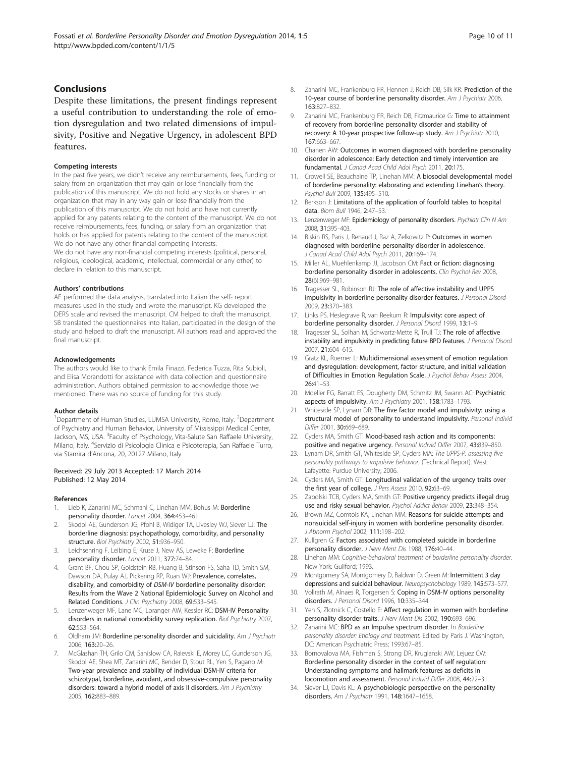## Conclusions

Despite these limitations, the present findings represent a useful contribution to understanding the role of emotion dysregulation and two related dimensions of impulsivity, Positive and Negative Urgency, in adolescent BPD features.

#### Competing interests

In the past five years, we didn't receive any reimbursements, fees, funding or salary from an organization that may gain or lose financially from the publication of this manuscript. We do not hold any stocks or shares in an organization that may in any way gain or lose financially from the publication of this manuscript. We do not hold and have not currently applied for any patents relating to the content of the manuscript. We do not receive reimbursements, fees, funding, or salary from an organization that holds or has applied for patents relating to the content of the manuscript. We do not have any other financial competing interests.
We do not have any non-financial competing interests (political, personal, religious, ideological, academic, intellectual, commercial or any other) to declare in relation to this manuscript.

#### Authors' contributions

AF performed the data analysis, translated into Italian the self- report measures used in the study and wrote the manuscript. KG developed the DERS scale and revised the manuscript. CM helped to draft the manuscript. SB translated the questionnaires into Italian, participated in the design of the study and helped to draft the manuscript. All authors read and approved the final manuscript.

#### Acknowledgements

The authors would like to thank Emila Finazzi, Federica Tuzza, Rita Subioli, and Elisa Morandotti for assistance with data collection and questionnaire administration. Authors obtained permission to acknowledge those we mentioned. There was no source of funding for this study.

#### Author details

[1]Department of Human Studies, LUMSA University, Rome, Italy. [2]Department of Psychiatry and Human Behavior, University of Mississippi Medical Center, Jackson, MS, USA. [3]Faculty of Psychology, Vita-Salute San Raffaele University, Milano, Italy. [4]Servizio di Psicologia Clinica e Psicoterapia, San Raffaele Turro, via Stamira d'Ancona, 20, 20127 Milano, Italy.

Received: 29 July 2013 Accepted: 17 March 2014
Published: 12 May 2014

#### References

1. Lieb K, Zanarini MC, Schmahl C, Linehan MM, Bohus M: **Borderline personality disorder.** *Lancet* 2004, **364:**453–461.
2. Skodol AE, Gunderson JG, Pfohl B, Widiger TA, Livesley WJ, Siever LJ: **The borderline diagnosis: psychopathology, comorbidity, and personality structure.** *Biol Psychiatry* 2002, **51:**936–950.
3. Leichsenring F, Leibing E, Kruse J, New AS, Leweke F: **Borderline personality disorder.** *Lancet* 2011, **377:**74–84.
4. Grant BF, Chou SP, Goldstein RB, Huang B, Stinson FS, Saha TD, Smith SM, Dawson DA, Pulay AJ, Pickering RP, Ruan WJ: **Prevalence, correlates, disability, and comorbidity of *DSM-IV* borderline personality disorder: Results from the Wave 2 National Epidemiologic Survey on Alcohol and Related Conditions.** *J Clin Psychiatry* 2008, **69:**533–545.
5. Lenzenweger MF, Lane MC, Loranger AW, Kessler RC: **DSM-IV Personality disorders in national comorbidity survey replication.** *Biol Psychiatry* 2007, **62:**553–564.
6. Oldham JM: **Borderline personality disorder and suicidality.** *Am J Psychiatr* 2006, **163:**20–26.
7. McGlashan TH, Grilo CM, Sanislow CA, Ralevski E, Morey LC, Gunderson JG, Skodol AE, Shea MT, Zanarini MC, Bender D, Stout RL, Yen S, Pagano M: **Two-year prevalence and stability of individual DSM-IV criteria for schizotypal, borderline, avoidant, and obsessive-compulsive personality disorders: toward a hybrid model of axis II disorders.** *Am J Psychiatry* 2005, **162:**883–889.
8. Zanarini MC, Frankenburg FR, Hennen J, Reich DB, Silk KR: **Prediction of the 10-year course of borderline personality disorder.** *Am J Psychiatr* 2006, **163:**827–832.
9. Zanarini MC, Frankenburg FR, Reich DB, Fitzmaurice G: **Time to attainment of recovery from borderline personality disorder and stability of recovery: A 10-year prospective follow-up study.** *Am J Psychiatr* 2010, **167:**663–667.
10. Chanen AW: **Outcomes in women diagnosed with borderline personality disorder in adolescence: Early detection and timely intervention are fundamental.** *J Canad Acad Child Adol Psych* 2011, **20:**175.
11. Crowell SE, Beauchaine TP, Linehan MM: **A biosocial developmental model of borderline personality: elaborating and extending Linehan's theory.** *Psychol Bull* 2009, **135:**495–510.
12. Berkson J: **Limitations of the application of fourfold tables to hospital data.** *Biom Bull* 1946, **2:**47–53.
13. Lenzenweger MF: **Epidemiology of personality disorders.** *Psychiatr Clin N Am* 2008, **31:**395–403.
14. Biskin RS, Paris J, Renaud J, Raz A, Zelkowitz P: **Outcomes in women diagnosed with borderline personality disorder in adolescence.** *J Canad Acad Child Adol Psych* 2011, **20:**169–174.
15. Miller AL, Muehlenkamp JJ, Jacobson CM: **Fact or fiction: diagnosing borderline personality disorder in adolescents.** *Clin Psychol Rev* 2008, **28**(6):969–981.
16. Tragesser SL, Robinson RJ: **The role of affective instability and UPPS impulsivity in borderline personality disorder features.** *J Personal Disord* 2009, **23:**370–383.
17. Links PS, Heslegrave R, van Reekum R: **Impulsivity: core aspect of borderline personality disorder.** *J Personal Disord* 1999, **13:**1–9.
18. Tragesser SL, Solhan M, Schwartz-Mette R, Trull TJ: **The role of affective instability and impulsivity in predicting future BPD features.** *J Personal Disord* 2007, **21:**604–615.
19. Gratz KL, Roemer L: **Multidimensional assessment of emotion regulation and dysregulation: development, factor structure, and initial validation of Difficulties in Emotion Regulation Scale.** *J Psychol Behav Assess* 2004, **26:**41–53.
20. Moeller FG, Barratt ES, Dougherty DM, Schmitz JM, Swann AC: **Psychiatric aspects of impulsivity.** *Am J Psychiatry* 2001, **158:**1783–1793.
21. Whiteside SP, Lynam DR: **The five factor model and impulsivity: using a structural model of personality to understand impulsivity.** *Personal Individ Differ* 2001, **30:**669–689.
22. Cyders MA, Smith GT: **Mood-based rash action and its components: positive and negative urgency.** *Personal Individ Differ* 2007, **43:**839–850.
23. Lynam DR, Smith GT, Whiteside SP, Cyders MA: *The UPPS-P: assessing five personality pathways to impulsive behavior*, (Technical Report). West Lafayette: Purdue University; 2006.
24. Cyders MA, Smith GT: **Longitudinal validation of the urgency traits over the first year of college.** *J Pers Assess* 2010, **92:**63–69.
25. Zapolski TCB, Cyders MA, Smith GT: **Positive urgency predicts illegal drug use and risky sexual behavior.** *Psychol Addict Behav* 2009, **23:**348–354.
26. Brown MZ, Comtois KA, Linehan MM: **Reasons for suicide attempts and nonsuicidal self-injury in women with borderline personality disorder.** *J Abnorm Psychol* 2002, **111:**198–202.
27. Kullgren G: **Factors associated with completed suicide in borderline personality disorder.** *J Nerv Ment Dis* 1988, **176:**40–44.
28. Linehan MM: *Cognitive-behavioral treatment of borderline personality disorder.* New York: Guilford; 1993.
29. Montgomery SA, Montgomery D, Baldwin D, Green M: **Intermittent 3 day depressions and suicidal behaviour.** *Neuropsychobiology* 1989, **145:**573–577.
30. Vollrath M, Alnaes R, Torgersen S: **Coping in DSM-IV options personality disorders.** *J Personal Disord* 1996, **10:**335–344.
31. Yen S, Zlotnick C, Costello E: **Affect regulation in women with borderline personality disorder traits.** *J Nerv Ment Dis* 2002, **190:**693–696.
32. Zanarini MC: **BPD as an Impulse spectrum disorder.** In *Borderline personality disorder: Etiology and treatment.* Edited by Paris J. Washington, DC: American Psychiatric Press; 1993:67–85.
33. Bornovalova MA, Fishman S, Strong DR, Kruglanski AW, Lejuez CW: **Borderline personality disorder in the context of self regulation: Understanding symptoms and hallmark features as deficits in locomotion and assessment.** *Personal Individ Differ* 2008, **44:**22–31.
34. Siever LJ, Davis KL: **A psychobiologic perspective on the personality disorders.** *Am J Psychiatr* 1991, **148:**1647–1658.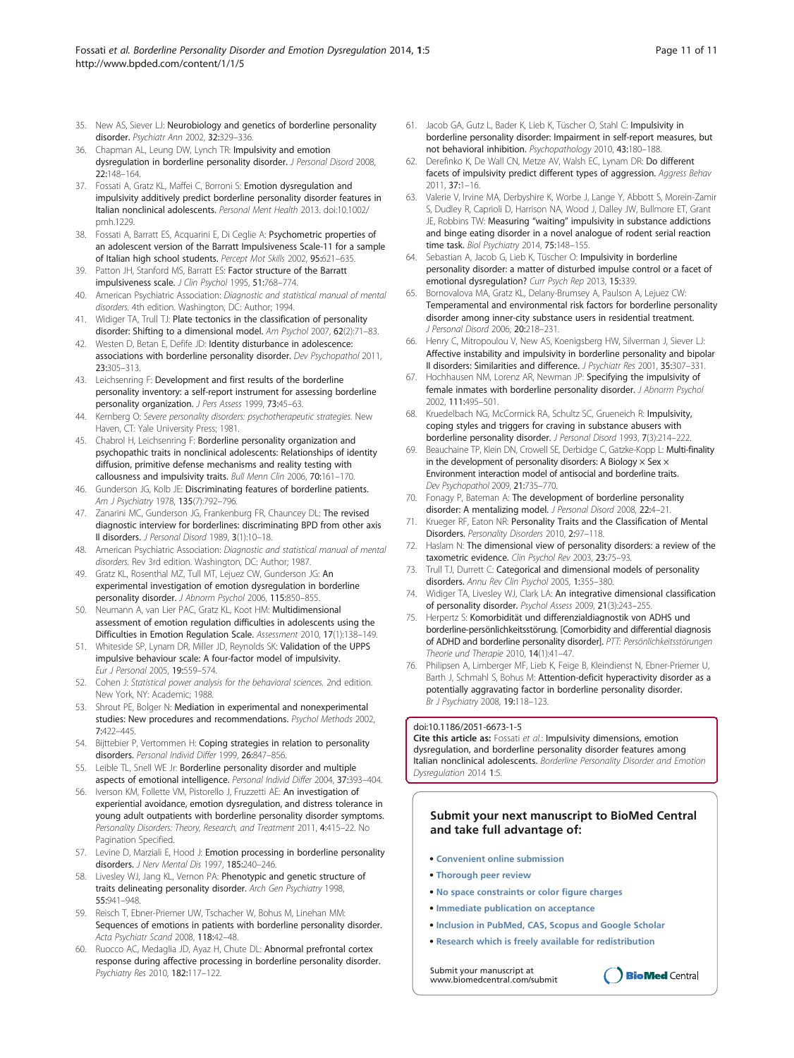35. New AS, Siever LJ: **Neurobiology and genetics of borderline personality disorder.** *Psychiatr Ann* 2002, **32:**329–336.
36. Chapman AL, Leung DW, Lynch TR: **Impulsivity and emotion dysregulation in borderline personality disorder.** *J Personal Disord* 2008, **22:**148–164.
37. Fossati A, Gratz KL, Maffei C, Borroni S: **Emotion dysregulation and impulsivity additively predict borderline personality disorder features in Italian nonclinical adolescents.** *Personal Ment Health* 2013. doi:10.1002/pmh.1229.
38. Fossati A, Barratt ES, Acquarini E, Di Ceglie A: **Psychometric properties of an adolescent version of the Barratt Impulsiveness Scale-11 for a sample of Italian high school students.** *Percept Mot Skills* 2002, **95:**621–635.
39. Patton JH, Stanford MS, Barratt ES: **Factor structure of the Barratt impulsiveness scale.** *J Clin Psychol* 1995, **51:**768–774.
40. American Psychiatric Association: *Diagnostic and statistical manual of mental disorders.* 4th edition. Washington, DC: Author; 1994.
41. Widiger TA, Trull TJ: **Plate tectonics in the classification of personality disorder: Shifting to a dimensional model.** *Am Psychol* 2007, **62**(2):71–83.
42. Westen D, Betan E, Defife JD: **Identity disturbance in adolescence: associations with borderline personality disorder.** *Dev Psychopathol* 2011, **23:**305–313.
43. Leichsenring F: **Development and first results of the borderline personality inventory: a self-report instrument for assessing borderline personality organization.** *J Pers Assess* 1999, **73:**45–63.
44. Kernberg O: *Severe personality disorders: psychotherapeutic strategies.* New Haven, CT: Yale University Press; 1981.
45. Chabrol H, Leichsenring F: **Borderline personality organization and psychopathic traits in nonclinical adolescents: Relationships of identity diffusion, primitive defense mechanisms and reality testing with callousness and impulsivity traits.** *Bull Menn Clin* 2006, **70:**161–170.
46. Gunderson JG, Kolb JE: **Discriminating features of borderline patients.** *Am J Psychiatry* 1978, **135**(7):792–796.
47. Zanarini MC, Gunderson JG, Frankenburg FR, Chauncey DL: **The revised diagnostic interview for borderlines: discriminating BPD from other axis II disorders.** *J Personal Disord* 1989, **3**(1):10–18.
48. American Psychiatric Association: *Diagnostic and statistical manual of mental disorders.* Rev 3rd edition. Washington, DC: Author; 1987.
49. Gratz KL, Rosenthal MZ, Tull MT, Lejuez CW, Gunderson JG: **An experimental investigation of emotion dysregulation in borderline personality disorder.** *J Abnorm Psychol* 2006, **115:**850–855.
50. Neumann A, van Lier PAC, Gratz KL, Koot HM: **Multidimensional assessment of emotion regulation difficulties in adolescents using the Difficulties in Emotion Regulation Scale.** *Assessment* 2010, **17**(1):138–149.
51. Whiteside SP, Lynam DR, Miller JD, Reynolds SK: **Validation of the UPPS impulsive behaviour scale: A four-factor model of impulsivity.** *Eur J Personal* 2005, **19:**559–574.
52. Cohen J: *Statistical power analysis for the behavioral sciences.* 2nd edition. New York, NY: Academic; 1988.
53. Shrout PE, Bolger N: **Mediation in experimental and nonexperimental studies: New procedures and recommendations.** *Psychol Methods* 2002, **7:**422–445.
54. Bijttebier P, Vertommen H: **Coping strategies in relation to personality disorders.** *Personal Individ Differ* 1999, **26:**847–856.
55. Leible TL, Snell WE Jr: **Borderline personality disorder and multiple aspects of emotional intelligence.** *Personal Individ Differ* 2004, **37:**393–404.
56. Iverson KM, Follette VM, Pistorello J, Fruzzetti AE: **An investigation of experiential avoidance, emotion dysregulation, and distress tolerance in young adult outpatients with borderline personality disorder symptoms.** *Personality Disorders: Theory, Research, and Treatment* 2011, **4:**415–22. No Pagination Specified.
57. Levine D, Marziali E, Hood J: **Emotion processing in borderline personality disorders.** *J Nerv Mental Dis* 1997, **185:**240–246.
58. Livesley WJ, Jang KL, Vernon PA: **Phenotypic and genetic structure of traits delineating personality disorder.** *Arch Gen Psychiatry* 1998, **55:**941–948.
59. Reisch T, Ebner-Priemer UW, Tschacher W, Bohus M, Linehan MM: **Sequences of emotions in patients with borderline personality disorder.** *Acta Psychiatr Scand* 2008, **118:**42–48.
60. Ruocco AC, Medaglia JD, Ayaz H, Chute DL: **Abnormal prefrontal cortex response during affective processing in borderline personality disorder.** *Psychiatry Res* 2010, **182:**117–122.
61. Jacob GA, Gutz L, Bader K, Lieb K, Tüscher O, Stahl C: **Impulsivity in borderline personality disorder: Impairment in self-report measures, but not behavioral inhibition.** *Psychopathology* 2010, **43:**180–188.
62. Derefinko K, De Wall CN, Metze AV, Walsh EC, Lynam DR: **Do different facets of impulsivity predict different types of aggression.** *Aggress Behav* 2011, **37:**1–16.
63. Valerie V, Irvine MA, Derbyshire K, Worbe J, Lange Y, Abbott S, Morein-Zamir S, Dudley R, Caprioli D, Harrison NA, Wood J, Dalley JW, Bullmore ET, Grant JE, Robbins TW: **Measuring "waiting" impulsivity in substance addictions and binge eating disorder in a novel analogue of rodent serial reaction time task.** *Biol Psychiatry* 2014, **75:**148–155.
64. Sebastian A, Jacob G, Lieb K, Tüscher O: **Impulsivity in borderline personality disorder: a matter of disturbed impulse control or a facet of emotional dysregulation?** *Curr Psych Rep* 2013, **15:**339.
65. Bornovalova MA, Gratz KL, Delany-Brumsey A, Paulson A, Lejuez CW: **Temperamental and environmental risk factors for borderline personality disorder among inner-city substance users in residential treatment.** *J Personal Disord* 2006, **20:**218–231.
66. Henry C, Mitropoulou V, New AS, Koenigsberg HW, Silverman J, Siever LJ: **Affective instability and impulsivity in borderline personality and bipolar II disorders: Similarities and difference.** *J Psychiatr Res* 2001, **35:**307–331.
67. Hochhausen NM, Lorenz AR, Newman JP: **Specifying the impulsivity of female inmates with borderline personality disorder.** *J Abnorm Psychol* 2002, **111:**495–501.
68. Kruedelbach NG, McCormick RA, Schultz SC, Grueneich R: **Impulsivity, coping styles and triggers for craving in substance abusers with borderline personality disorder.** *J Personal Disord* 1993, **7**(3):214–222.
69. Beauchaine TP, Klein DN, Crowell SE, Derbidge C, Gatzke-Kopp L: **Multi-finality in the development of personality disorders: A Biology × Sex × Environment interaction model of antisocial and borderline traits.** *Dev Psychopathol* 2009, **21:**735–770.
70. Fonagy P, Bateman A: **The development of borderline personality disorder: A mentalizing model.** *J Personal Disord* 2008, **22:**4–21.
71. Krueger RF, Eaton NR: **Personality Traits and the Classification of Mental Disorders.** *Personality Disorders* 2010, **2:**97–118.
72. Haslam N: **The dimensional view of personality disorders: a review of the taxometric evidence.** *Clin Psychol Rev* 2003, **23:**75–93.
73. Trull TJ, Durrett C: **Categorical and dimensional models of personality disorders.** *Annu Rev Clin Psychol* 2005, **1:**355–380.
74. Widiger TA, Livesley WJ, Clark LA: **An integrative dimensional classification of personality disorder.** *Psychol Assess* 2009, **21**(3):243–255.
75. Herpertz S: **Komorbidität und differenzialdiagnostik von ADHS und borderline-persönlichkeitsstörung. [Comorbidity and differential diagnosis of ADHD and borderline personality disorder].** *PTT: Persönlichkeitsstörungen Theorie und Therapie* 2010, **14**(1):41–47.
76. Philipsen A, Limberger MF, Lieb K, Feige B, Kleindienst N, Ebner-Priemer U, Barth J, Schmahl S, Bohus M: **Attention-deficit hyperactivity disorder as a potentially aggravating factor in borderline personality disorder.** *Br J Psychiatry* 2008, **19:**118–123.

doi:10.1186/2051-6673-1-5

**Cite this article as:** Fossati *et al.*: Impulsivity dimensions, emotion dysregulation, and borderline personality disorder features among Italian nonclinical adolescents. *Borderline Personality Disorder and Emotion Dysregulation* 2014 **1**:5.

**Submit your next manuscript to BioMed Central and take full advantage of:**

- **Convenient online submission**
- **Thorough peer review**
- **No space constraints or color figure charges**
- **Immediate publication on acceptance**
- **Inclusion in PubMed, CAS, Scopus and Google Scholar**
- **Research which is freely available for redistribution**

Submit your manuscript at
www.biomedcentral.com/submit

BioMed Central